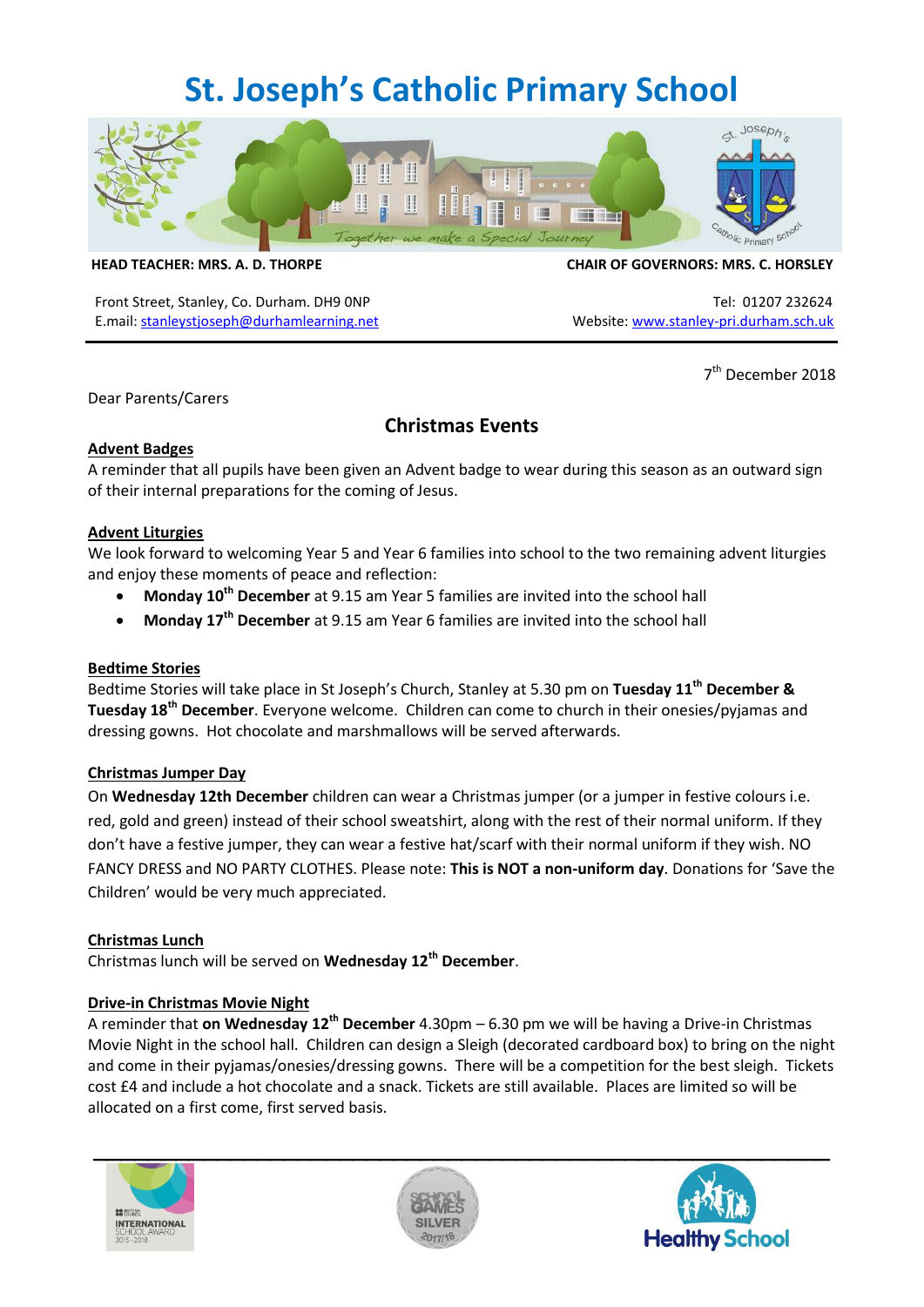# St. Joseph's Catholic Primary School

**HEAD TEACHER: MRS. A. D. THORPE** | **CHAIR OF GOVERNORS: MRS. C. HORSLEY**

Front Street, Stanley, Co. Durham. DH9 0NP
E.mail: stanleystjoseph@durhamlearning.net

Tel: 01207 232624
Website: www.stanley-pri.durham.sch.uk

7th December 2018

Dear Parents/Carers

## Christmas Events

**Advent Badges**

A reminder that all pupils have been given an Advent badge to wear during this season as an outward sign of their internal preparations for the coming of Jesus.

**Advent Liturgies**

We look forward to welcoming Year 5 and Year 6 families into school to the two remaining advent liturgies and enjoy these moments of peace and reflection:

- **Monday 10th December** at 9.15 am Year 5 families are invited into the school hall
- **Monday 17th December** at 9.15 am Year 6 families are invited into the school hall

**Bedtime Stories**

Bedtime Stories will take place in St Joseph's Church, Stanley at 5.30 pm on **Tuesday 11th December & Tuesday 18th December**. Everyone welcome. Children can come to church in their onesies/pyjamas and dressing gowns. Hot chocolate and marshmallows will be served afterwards.

**Christmas Jumper Day**

On **Wednesday 12th December** children can wear a Christmas jumper (or a jumper in festive colours i.e. red, gold and green) instead of their school sweatshirt, along with the rest of their normal uniform. If they don't have a festive jumper, they can wear a festive hat/scarf with their normal uniform if they wish. NO FANCY DRESS and NO PARTY CLOTHES. Please note: **This is NOT a non-uniform day**. Donations for 'Save the Children' would be very much appreciated.

**Christmas Lunch**

Christmas lunch will be served on **Wednesday 12th December**.

**Drive-in Christmas Movie Night**

A reminder that **on Wednesday 12th December** 4.30pm – 6.30 pm we will be having a Drive-in Christmas Movie Night in the school hall. Children can design a Sleigh (decorated cardboard box) to bring on the night and come in their pyjamas/onesies/dressing gowns. There will be a competition for the best sleigh. Tickets cost £4 and include a hot chocolate and a snack. Tickets are still available. Places are limited so will be allocated on a first come, first served basis.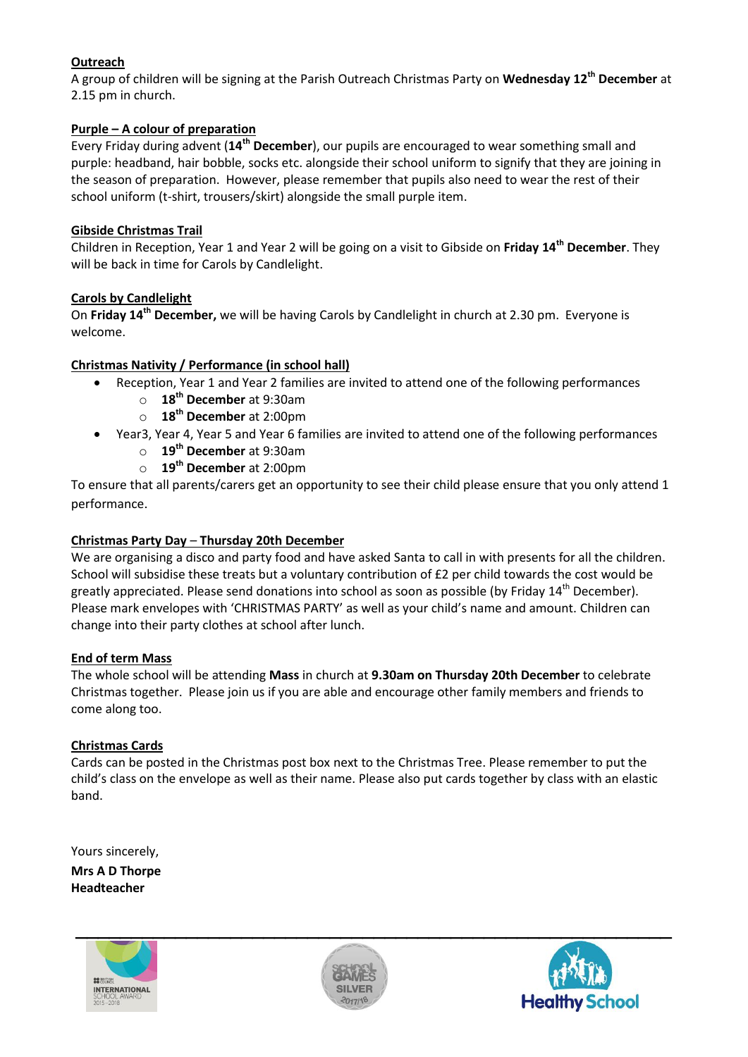**Outreach**

A group of children will be signing at the Parish Outreach Christmas Party on **Wednesday 12th December** at 2.15 pm in church.

**Purple – A colour of preparation**

Every Friday during advent (**14th December**), our pupils are encouraged to wear something small and purple: headband, hair bobble, socks etc. alongside their school uniform to signify that they are joining in the season of preparation. However, please remember that pupils also need to wear the rest of their school uniform (t-shirt, trousers/skirt) alongside the small purple item.

**Gibside Christmas Trail**

Children in Reception, Year 1 and Year 2 will be going on a visit to Gibside on **Friday 14th December**. They will be back in time for Carols by Candlelight.

**Carols by Candlelight**

On **Friday 14th December,** we will be having Carols by Candlelight in church at 2.30 pm. Everyone is welcome.

**Christmas Nativity / Performance (in school hall)**

- Reception, Year 1 and Year 2 families are invited to attend one of the following performances
  - **18th December** at 9:30am
  - **18th December** at 2:00pm
- Year3, Year 4, Year 5 and Year 6 families are invited to attend one of the following performances
  - **19th December** at 9:30am
  - **19th December** at 2:00pm

To ensure that all parents/carers get an opportunity to see their child please ensure that you only attend 1 performance.

**Christmas Party Day – Thursday 20th December**

We are organising a disco and party food and have asked Santa to call in with presents for all the children. School will subsidise these treats but a voluntary contribution of £2 per child towards the cost would be greatly appreciated. Please send donations into school as soon as possible (by Friday 14th December). Please mark envelopes with 'CHRISTMAS PARTY' as well as your child's name and amount. Children can change into their party clothes at school after lunch.

**End of term Mass**

The whole school will be attending **Mass** in church at **9.30am on Thursday 20th December** to celebrate Christmas together. Please join us if you are able and encourage other family members and friends to come along too.

**Christmas Cards**

Cards can be posted in the Christmas post box next to the Christmas Tree. Please remember to put the child's class on the envelope as well as their name. Please also put cards together by class with an elastic band.

Yours sincerely,

**Mrs A D Thorpe**
**Headteacher**

BRITISH COUNCIL INTERNATIONAL SCHOOL AWARD 2015 - 2018

SCHOOL GAMES SILVER 2017/18

Healthy School